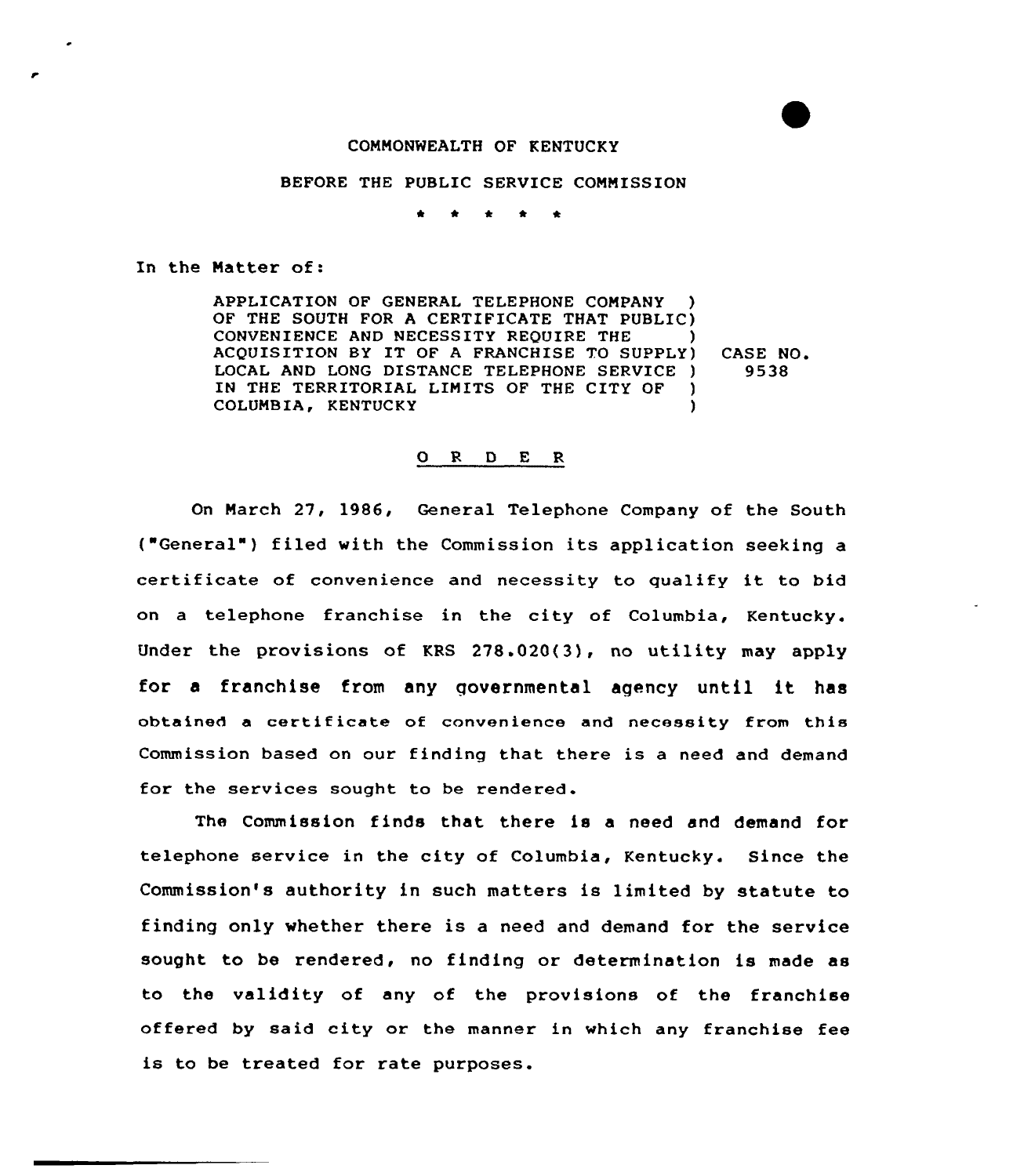COMMONWEALTH OF KENTUCKY

BEFORE THE PUBLIC SERVICE COMMISSION

\* \* \* \* \*

In the Matter of:

| | |
|---|---|
| APPLICATION OF GENERAL TELEPHONE COMPANY OF THE SOUTH FOR A CERTIFICATE THAT PUBLIC CONVENIENCE AND NECESSITY REQUIRE THE ACQUISITION BY IT OF A FRANCHISE TO SUPPLY LOCAL AND LONG DISTANCE TELEPHONE SERVICE IN THE TERRITORIAL LIMITS OF THE CITY OF COLUMBIA, KENTUCKY | CASE NO. 9538 |

## O R D E R

On March 27, 1986, General Telephone Company of the South ("General") filed with the Commission its application seeking a certificate of convenience and necessity to qualify it to bid on a telephone franchise in the city of Columbia, Kentucky. Under the provisions of KRS 278.020(3), no utility may apply for a franchise from any governmental agency until it has obtained a certificate of convenience and necessity from this Commission based on our finding that there is a need and demand for the services sought to be rendered.

The Commission finds that there is a need and demand for telephone service in the city of Columbia, Kentucky. Since the Commission's authority in such matters is limited by statute to finding only whether there is a need and demand for the service sought to be rendered, no finding or determination is made as to the validity of any of the provisions of the franchise offered by said city or the manner in which any franchise fee is to be treated for rate purposes.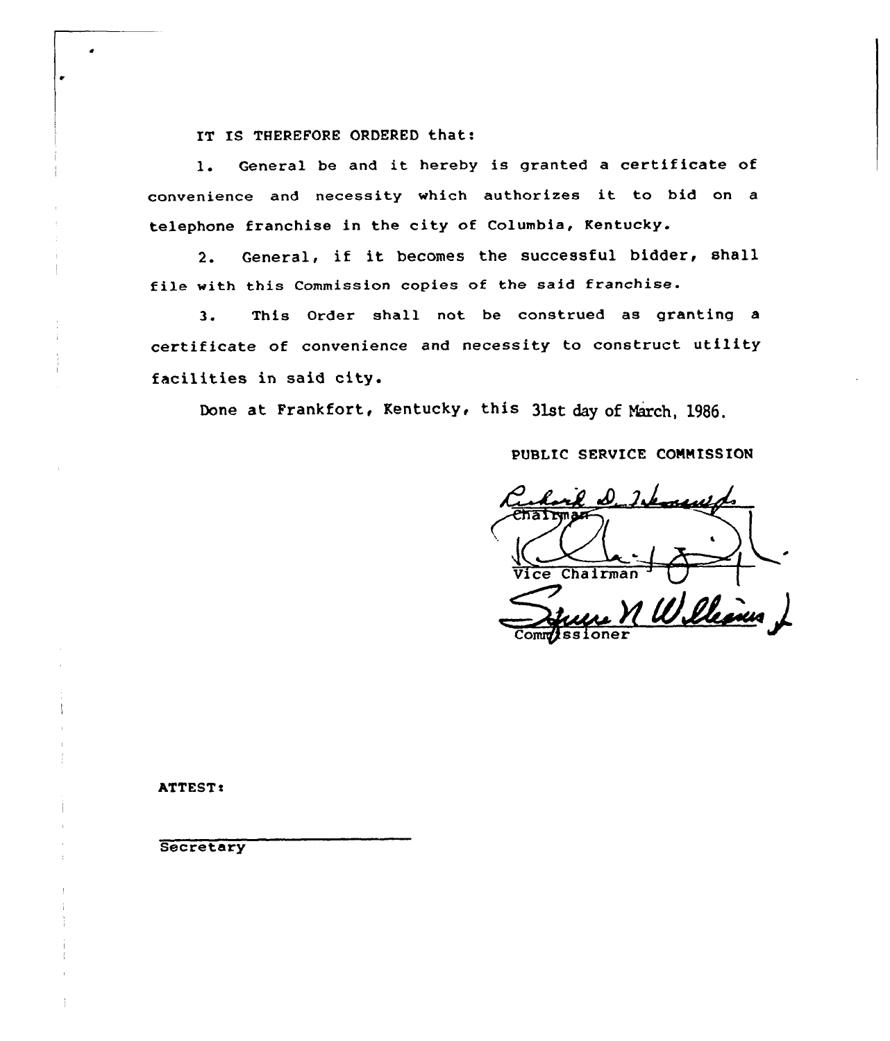IT IS THEREFORE ORDERED that:

1. General be and it hereby is granted a certificate of convenience and necessity which authorizes it to bid on a telephone franchise in the city of Columbia, Kentucky.

2. General, if it becomes the successful bidder, shall file with this Commission copies of the said franchise.

3. This Order shall not be construed as granting a certificate of convenience and necessity to construct utility facilities in said city.

Done at Frankfort, Kentucky, this 31st day of March, 1986.

PUBLIC SERVICE COMMISSION

Chairman

Vice Chairman

Commissioner

ATTEST:

Secretary